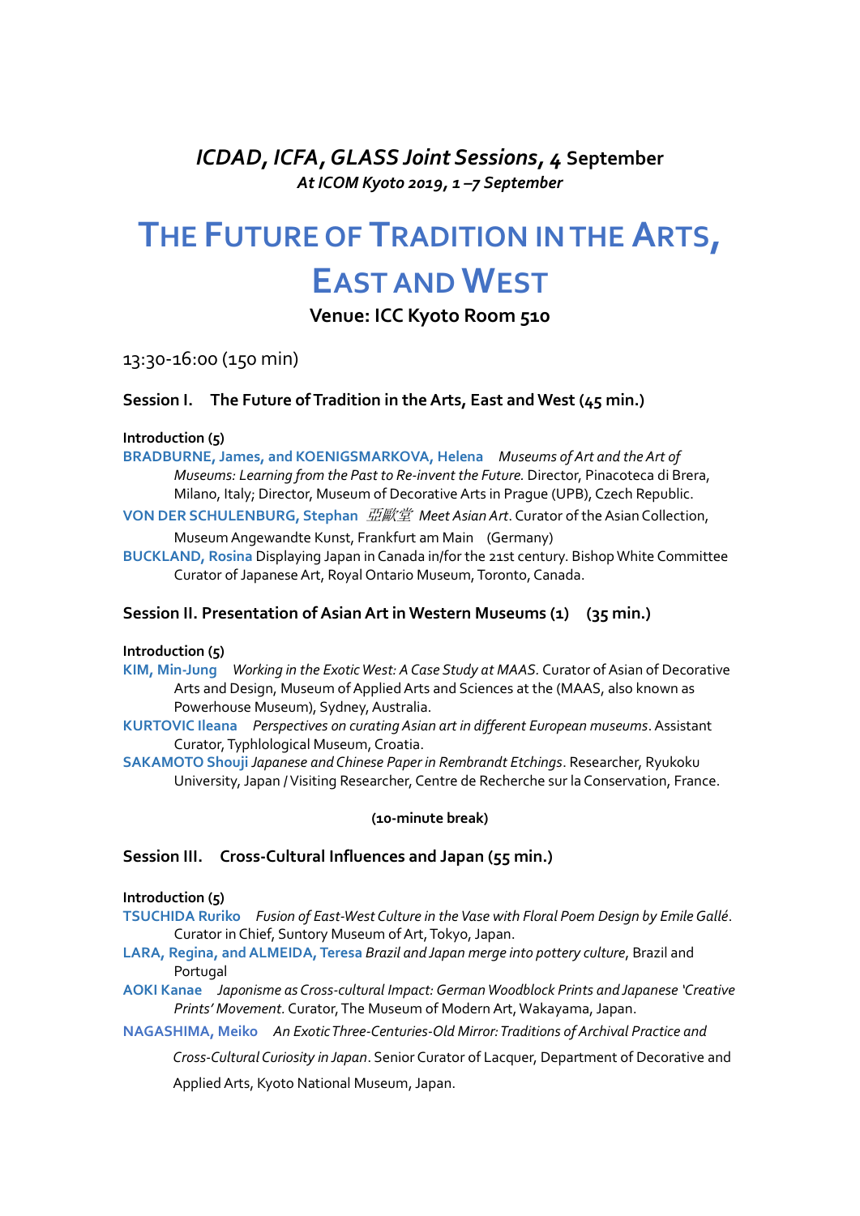### *ICDAD, ICFA, GLASS Joint Sessions*, *4* September

*At ICOM Kyoto 2019, 1 –7 September*

# THE FUTURE OF TRADITION IN THE ARTS, EAST AND WEST

**Venue: ICC Kyoto Room 510**

13:30-16:00 (150 min)

### Session I. The Future of Tradition in the Arts, East and West (45 min.)

**Introduction (5)**

**BRADBURNE, James, and KOENIGSMARKOVA, Helena** *Museums of Art and the Art of Museums: Learning from the Past to Re-invent the Future.* Director, Pinacoteca di Brera, Milano, Italy; Director, Museum of Decorative Arts in Prague (UPB), Czech Republic.

**VON DER SCHULENBURG, Stephan** 亞歐堂 *Meet Asian Art*. Curator of the Asian Collection, Museum Angewandte Kunst, Frankfurt am Main (Germany)

**BUCKLAND, Rosina** Displaying Japan in Canada in/for the 21st century. Bishop White Committee Curator of Japanese Art, Royal Ontario Museum, Toronto, Canada.

### Session II. Presentation of Asian Art in Western Museums (1) (35 min.)

**Introduction (5)**

**KIM, Min-Jung** *Working in the Exotic West: A Case Study at MAAS.* Curator of Asian of Decorative Arts and Design, Museum of Applied Arts and Sciences at the (MAAS, also known as Powerhouse Museum), Sydney, Australia.

**KURTOVIC Ileana** *Perspectives on curating Asian art in different European museums*. Assistant Curator, Typhlological Museum, Croatia.

**SAKAMOTO Shouji** *Japanese and Chinese Paper in Rembrandt Etchings*. Researcher, Ryukoku University, Japan / Visiting Researcher, Centre de Recherche sur la Conservation, France.

**(10-minute break)**

### Session III. Cross-Cultural Influences and Japan (55 min.)

**Introduction (5)**

**TSUCHIDA Ruriko** *Fusion of East-West Culture in the Vase with Floral Poem Design by Emile Gallé*. Curator in Chief, Suntory Museum of Art, Tokyo, Japan.

**LARA, Regina, and ALMEIDA, Teresa** *Brazil and Japan merge into pottery culture*, Brazil and Portugal

**AOKI Kanae** *Japonisme as Cross-cultural Impact: German Woodblock Prints and Japanese 'Creative Prints' Movement*. Curator, The Museum of Modern Art, Wakayama, Japan.

**NAGASHIMA, Meiko** *An Exotic Three-Centuries-Old Mirror: Traditions of Archival Practice and Cross-Cultural Curiosity in Japan*. Senior Curator of Lacquer, Department of Decorative and Applied Arts, Kyoto National Museum, Japan.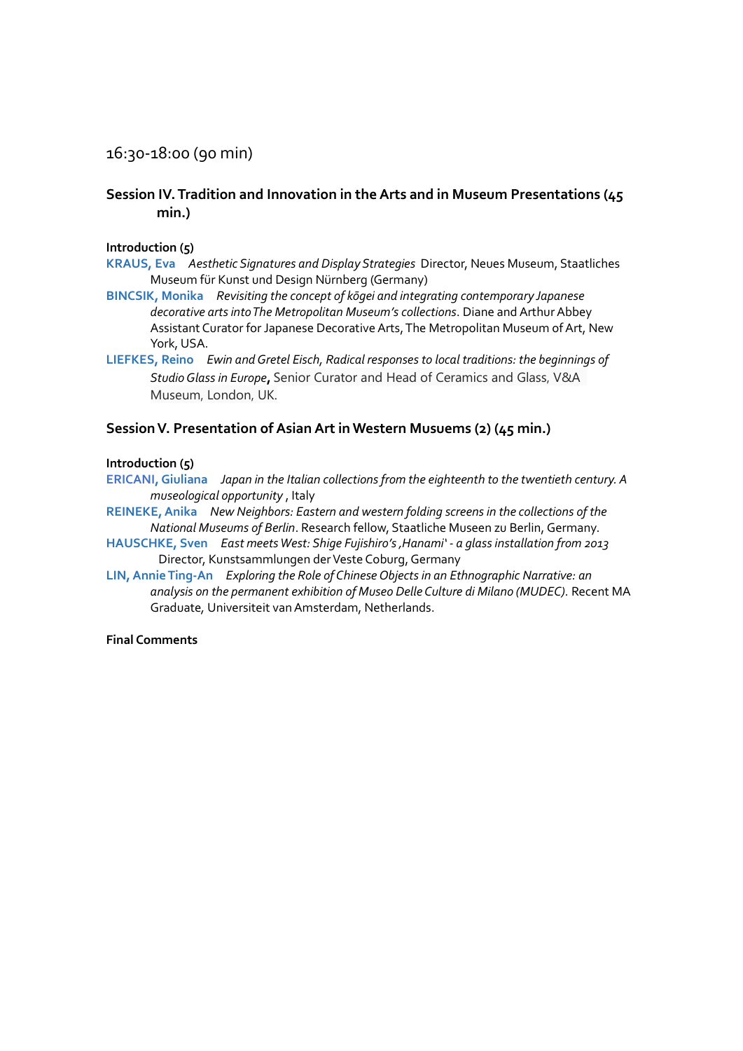16:30-18:00 (90 min)

## Session IV. Tradition and Innovation in the Arts and in Museum Presentations (45 min.)

**Introduction (5)**

**KRAUS, Eva** *Aesthetic Signatures and Display Strategies* Director, Neues Museum, Staatliches Museum für Kunst und Design Nürnberg (Germany)

**BINCSIK, Monika** *Revisiting the concept of kōgei and integrating contemporary Japanese decorative arts into The Metropolitan Museum's collections*. Diane and Arthur Abbey Assistant Curator for Japanese Decorative Arts, The Metropolitan Museum of Art, New York, USA.

**LIEFKES, Reino** *Ewin and Gretel Eisch, Radical responses to local traditions: the beginnings of Studio Glass in Europe*, Senior Curator and Head of Ceramics and Glass, V&A Museum, London, UK.

## Session V. Presentation of Asian Art in Western Musuems (2) (45 min.)

**Introduction (5)**

**ERICANI, Giuliana** *Japan in the Italian collections from the eighteenth to the twentieth century. A museological opportunity* , Italy

**REINEKE, Anika** *New Neighbors: Eastern and western folding screens in the collections of the National Museums of Berlin*. Research fellow, Staatliche Museen zu Berlin, Germany.

**HAUSCHKE, Sven** *East meets West: Shige Fujishiro's ‚Hanami' - a glass installation from 2013* Director, Kunstsammlungen der Veste Coburg, Germany

**LIN, Annie Ting-An** *Exploring the Role of Chinese Objects in an Ethnographic Narrative: an analysis on the permanent exhibition of Museo Delle Culture di Milano (MUDEC).* Recent MA Graduate, Universiteit van Amsterdam, Netherlands.

**Final Comments**